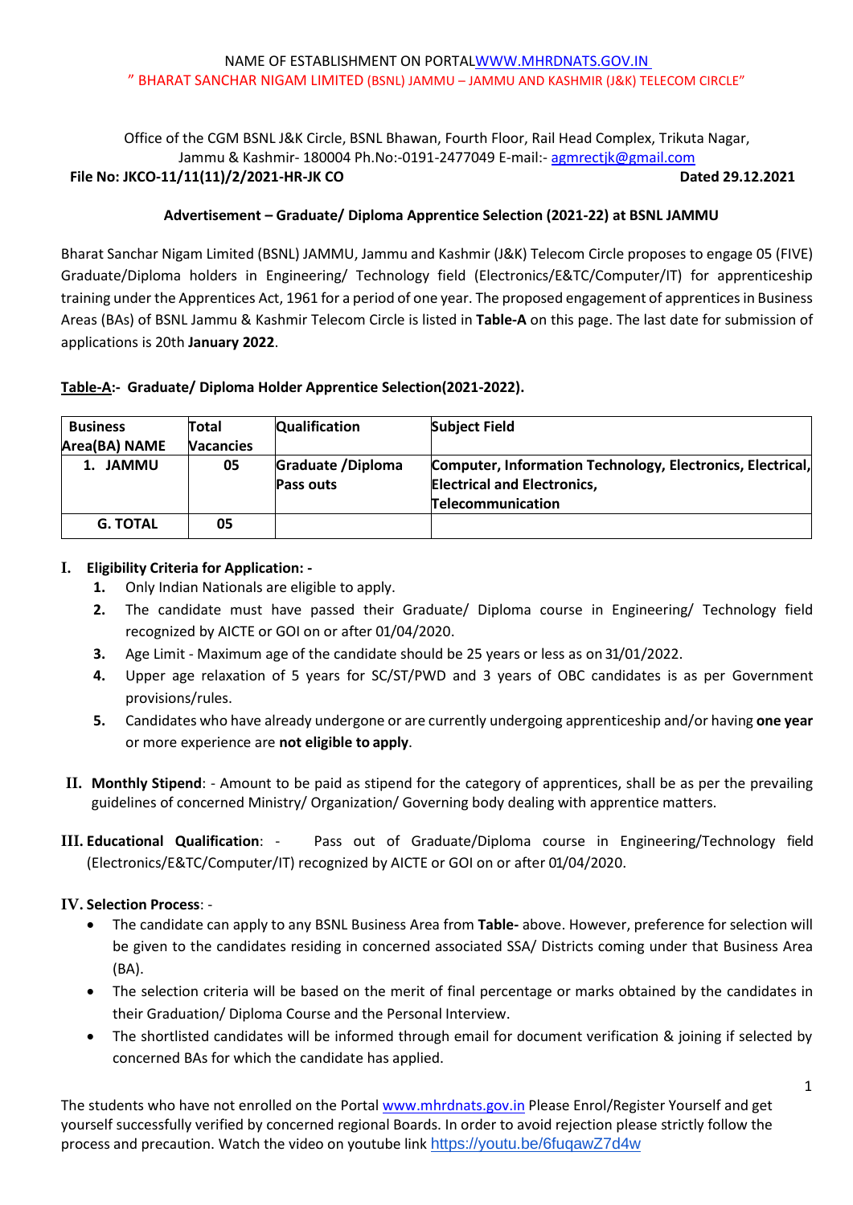NAME OF ESTABLISHMENT ON PORTAL[WWW.MHRDNATS.GOV.IN](http://WWW.MHRDNATS.GOV.IN)
" BHARAT SANCHAR NIGAM LIMITED (BSNL) JAMMU – JAMMU AND KASHMIR (J&K) TELECOM CIRCLE"

Office of the CGM BSNL J&K Circle, BSNL Bhawan, Fourth Floor, Rail Head Complex, Trikuta Nagar, Jammu & Kashmir- 180004 Ph.No:-0191-2477049 E-mail:- agmrectjk@gmail.com

**File No: JKCO-11/11(11)/2/2021-HR-JK CO** **Dated 29.12.2021**

**Advertisement – Graduate/ Diploma Apprentice Selection (2021-22) at BSNL JAMMU**

Bharat Sanchar Nigam Limited (BSNL) JAMMU, Jammu and Kashmir (J&K) Telecom Circle proposes to engage 05 (FIVE) Graduate/Diploma holders in Engineering/ Technology field (Electronics/E&TC/Computer/IT) for apprenticeship training under the Apprentices Act, 1961 for a period of one year. The proposed engagement of apprentices in Business Areas (BAs) of BSNL Jammu & Kashmir Telecom Circle is listed in **Table-A** on this page. The last date for submission of applications is 20th **January 2022**.

**Table-A:- Graduate/ Diploma Holder Apprentice Selection(2021-2022).**

| Business Area(BA) NAME | Total Vacancies | Qualification | Subject Field |
|---|---|---|---|
| 1. JAMMU | 05 | Graduate /Diploma Pass outs | Computer, Information Technology, Electronics, Electrical, Electrical and Electronics, Telecommunication |
| G. TOTAL | 05 | | |

**I. Eligibility Criteria for Application: -**

1. Only Indian Nationals are eligible to apply.
2. The candidate must have passed their Graduate/ Diploma course in Engineering/ Technology field recognized by AICTE or GOI on or after 01/04/2020.
3. Age Limit - Maximum age of the candidate should be 25 years or less as on 31/01/2022.
4. Upper age relaxation of 5 years for SC/ST/PWD and 3 years of OBC candidates is as per Government provisions/rules.
5. Candidates who have already undergone or are currently undergoing apprenticeship and/or having **one year** or more experience are **not eligible to apply**.

**II. Monthly Stipend**: - Amount to be paid as stipend for the category of apprentices, shall be as per the prevailing guidelines of concerned Ministry/ Organization/ Governing body dealing with apprentice matters.

**III. Educational Qualification**: - Pass out of Graduate/Diploma course in Engineering/Technology field (Electronics/E&TC/Computer/IT) recognized by AICTE or GOI on or after 01/04/2020.

**IV. Selection Process**: -

- The candidate can apply to any BSNL Business Area from **Table-** above. However, preference for selection will be given to the candidates residing in concerned associated SSA/ Districts coming under that Business Area (BA).
- The selection criteria will be based on the merit of final percentage or marks obtained by the candidates in their Graduation/ Diploma Course and the Personal Interview.
- The shortlisted candidates will be informed through email for document verification & joining if selected by concerned BAs for which the candidate has applied.

The students who have not enrolled on the Portal www.mhrdnats.gov.in Please Enrol/Register Yourself and get yourself successfully verified by concerned regional Boards. In order to avoid rejection please strictly follow the process and precaution. Watch the video on youtube link https://youtu.be/6fuqawZ7d4w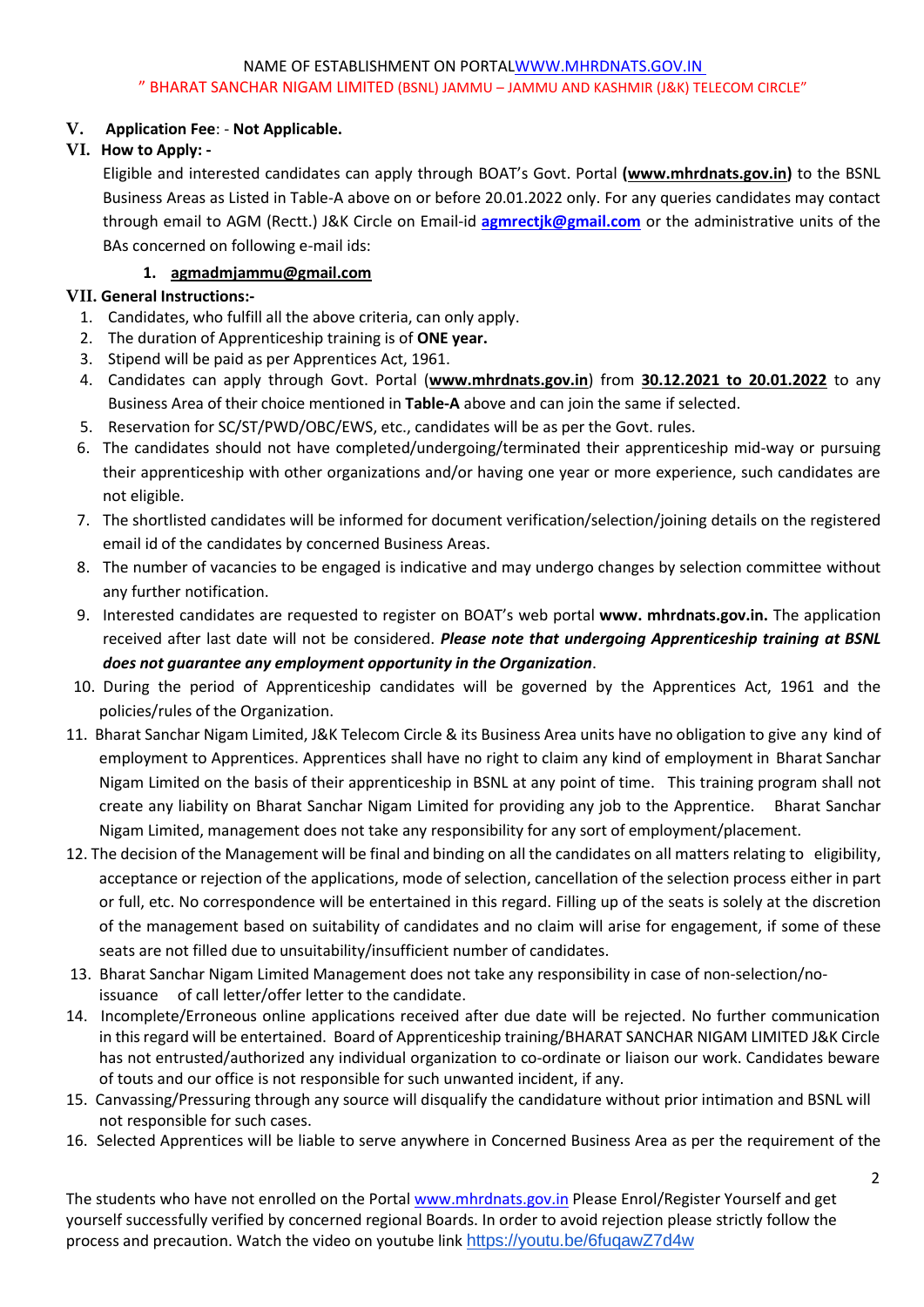NAME OF ESTABLISHMENT ON PORTAL WWW.MHRDNATS.GOV.IN
" BHARAT SANCHAR NIGAM LIMITED (BSNL) JAMMU – JAMMU AND KASHMIR (J&K) TELECOM CIRCLE"

**V. Application Fee**: - **Not Applicable.**

**VI. How to Apply: -**

Eligible and interested candidates can apply through BOAT's Govt. Portal **(www.mhrdnats.gov.in)** to the BSNL Business Areas as Listed in Table-A above on or before 20.01.2022 only. For any queries candidates may contact through email to AGM (Rectt.) J&K Circle on Email-id **agmrectjk@gmail.com** or the administrative units of the BAs concerned on following e-mail ids:

1. **agmadmjammu@gmail.com**

**VII. General Instructions:-**

1. Candidates, who fulfill all the above criteria, can only apply.
2. The duration of Apprenticeship training is of **ONE year.**
3. Stipend will be paid as per Apprentices Act, 1961.
4. Candidates can apply through Govt. Portal (**www.mhrdnats.gov.in**) from **30.12.2021 to 20.01.2022** to any Business Area of their choice mentioned in **Table-A** above and can join the same if selected.
5. Reservation for SC/ST/PWD/OBC/EWS, etc., candidates will be as per the Govt. rules.
6. The candidates should not have completed/undergoing/terminated their apprenticeship mid-way or pursuing their apprenticeship with other organizations and/or having one year or more experience, such candidates are not eligible.
7. The shortlisted candidates will be informed for document verification/selection/joining details on the registered email id of the candidates by concerned Business Areas.
8. The number of vacancies to be engaged is indicative and may undergo changes by selection committee without any further notification.
9. Interested candidates are requested to register on BOAT's web portal **www. mhrdnats.gov.in.** The application received after last date will not be considered. ***Please note that undergoing Apprenticeship training at BSNL does not guarantee any employment opportunity in the Organization***.
10. During the period of Apprenticeship candidates will be governed by the Apprentices Act, 1961 and the policies/rules of the Organization.
11. Bharat Sanchar Nigam Limited, J&K Telecom Circle & its Business Area units have no obligation to give any kind of employment to Apprentices. Apprentices shall have no right to claim any kind of employment in Bharat Sanchar Nigam Limited on the basis of their apprenticeship in BSNL at any point of time. This training program shall not create any liability on Bharat Sanchar Nigam Limited for providing any job to the Apprentice. Bharat Sanchar Nigam Limited, management does not take any responsibility for any sort of employment/placement.
12. The decision of the Management will be final and binding on all the candidates on all matters relating to eligibility, acceptance or rejection of the applications, mode of selection, cancellation of the selection process either in part or full, etc. No correspondence will be entertained in this regard. Filling up of the seats is solely at the discretion of the management based on suitability of candidates and no claim will arise for engagement, if some of these seats are not filled due to unsuitability/insufficient number of candidates.
13. Bharat Sanchar Nigam Limited Management does not take any responsibility in case of non-selection/no-issuance of call letter/offer letter to the candidate.
14. Incomplete/Erroneous online applications received after due date will be rejected. No further communication in this regard will be entertained. Board of Apprenticeship training/BHARAT SANCHAR NIGAM LIMITED J&K Circle has not entrusted/authorized any individual organization to co-ordinate or liaison our work. Candidates beware of touts and our office is not responsible for such unwanted incident, if any.
15. Canvassing/Pressuring through any source will disqualify the candidature without prior intimation and BSNL will not responsible for such cases.
16. Selected Apprentices will be liable to serve anywhere in Concerned Business Area as per the requirement of the

The students who have not enrolled on the Portal www.mhrdnats.gov.in Please Enrol/Register Yourself and get yourself successfully verified by concerned regional Boards. In order to avoid rejection please strictly follow the process and precaution. Watch the video on youtube link https://youtu.be/6fuqawZ7d4w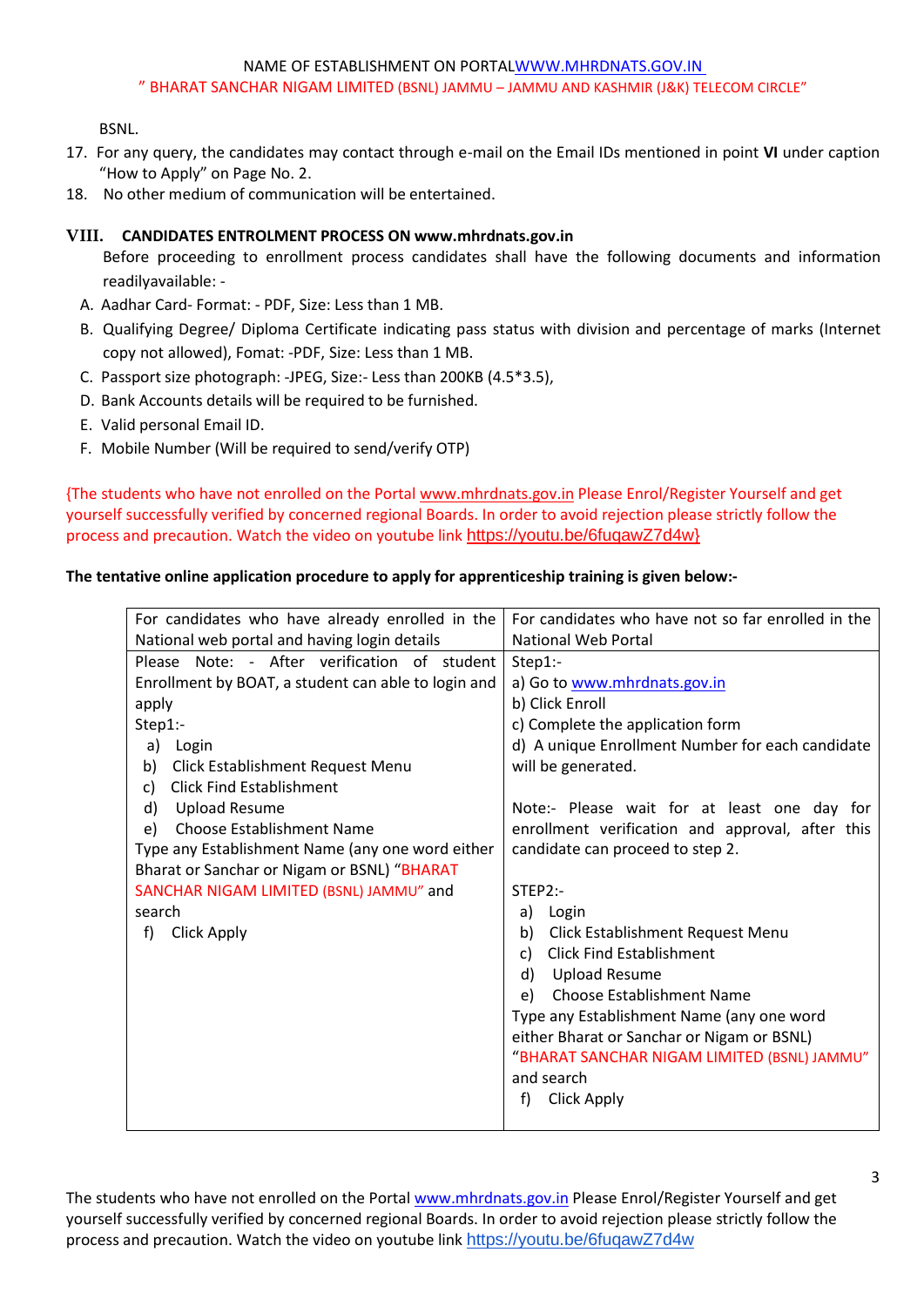BSNL.

17. For any query, the candidates may contact through e-mail on the Email IDs mentioned in point **VI** under caption "How to Apply" on Page No. 2.
18. No other medium of communication will be entertained.

## VIII. CANDIDATES ENTROLMENT PROCESS ON www.mhrdnats.gov.in

Before proceeding to enrollment process candidates shall have the following documents and information readilyavailable: -

A. Aadhar Card- Format: - PDF, Size: Less than 1 MB.
B. Qualifying Degree/ Diploma Certificate indicating pass status with division and percentage of marks (Internet copy not allowed), Fomat: -PDF, Size: Less than 1 MB.
C. Passport size photograph: -JPEG, Size:- Less than 200KB (4.5*3.5),
D. Bank Accounts details will be required to be furnished.
E. Valid personal Email ID.
F. Mobile Number (Will be required to send/verify OTP)

{The students who have not enrolled on the Portal www.mhrdnats.gov.in Please Enrol/Register Yourself and get yourself successfully verified by concerned regional Boards. In order to avoid rejection please strictly follow the process and precaution. Watch the video on youtube link https://youtu.be/6fuqawZ7d4w}

**The tentative online application procedure to apply for apprenticeship training is given below:-**

| For candidates who have already enrolled in the National web portal and having login details | For candidates who have not so far enrolled in the National Web Portal |
|---|---|
| Please Note: - After verification of student Enrollment by BOAT, a student can able to login and apply<br>Step1:-<br>a) Login<br>b) Click Establishment Request Menu<br>c) Click Find Establishment<br>d) Upload Resume<br>e) Choose Establishment Name<br>Type any Establishment Name (any one word either Bharat or Sanchar or Nigam or BSNL) "BHARAT SANCHAR NIGAM LIMITED (BSNL) JAMMU" and search<br>f) Click Apply | Step1:-<br>a) Go to www.mhrdnats.gov.in<br>b) Click Enroll<br>c) Complete the application form<br>d) A unique Enrollment Number for each candidate will be generated.<br><br>Note:- Please wait for at least one day for enrollment verification and approval, after this candidate can proceed to step 2.<br><br>STEP2:-<br>a) Login<br>b) Click Establishment Request Menu<br>c) Click Find Establishment<br>d) Upload Resume<br>e) Choose Establishment Name<br>Type any Establishment Name (any one word either Bharat or Sanchar or Nigam or BSNL) "BHARAT SANCHAR NIGAM LIMITED (BSNL) JAMMU" and search<br>f) Click Apply |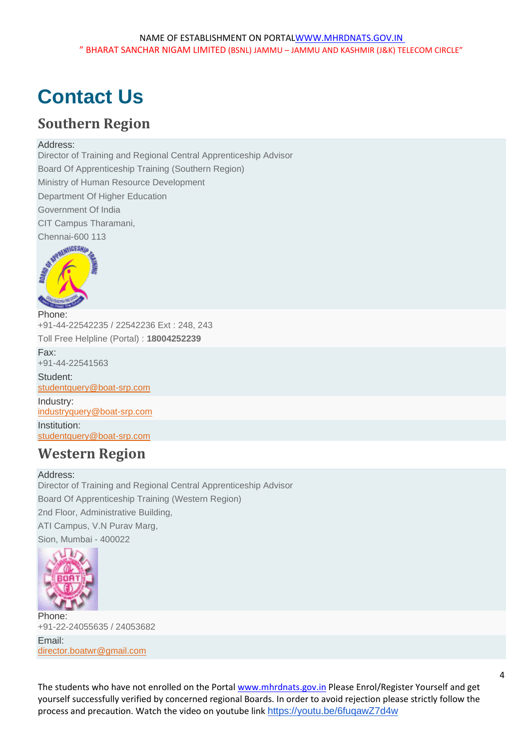NAME OF ESTABLISHMENT ON PORTAL WWW.MHRDNATS.GOV.IN
" BHARAT SANCHAR NIGAM LIMITED (BSNL) JAMMU – JAMMU AND KASHMIR (J&K) TELECOM CIRCLE"

# Contact Us

## Southern Region

Address:
Director of Training and Regional Central Apprenticeship Advisor
Board Of Apprenticeship Training (Southern Region)
Ministry of Human Resource Development
Department Of Higher Education
Government Of India
CIT Campus Tharamani,
Chennai-600 113

Phone:
+91-44-22542235 / 22542236 Ext : 248, 243
Toll Free Helpline (Portal) : **18004252239**

Fax:
+91-44-22541563

Student:
studentquery@boat-srp.com

Industry:
industryquery@boat-srp.com

Institution:
studentquery@boat-srp.com

## Western Region

Address:
Director of Training and Regional Central Apprenticeship Advisor
Board Of Apprenticeship Training (Western Region)
2nd Floor, Administrative Building,
ATI Campus, V.N Purav Marg,
Sion, Mumbai - 400022

Phone:
+91-22-24055635 / 24053682

Email:
director.boatwr@gmail.com

The students who have not enrolled on the Portal www.mhrdnats.gov.in Please Enrol/Register Yourself and get yourself successfully verified by concerned regional Boards. In order to avoid rejection please strictly follow the process and precaution. Watch the video on youtube link https://youtu.be/6fuqawZ7d4w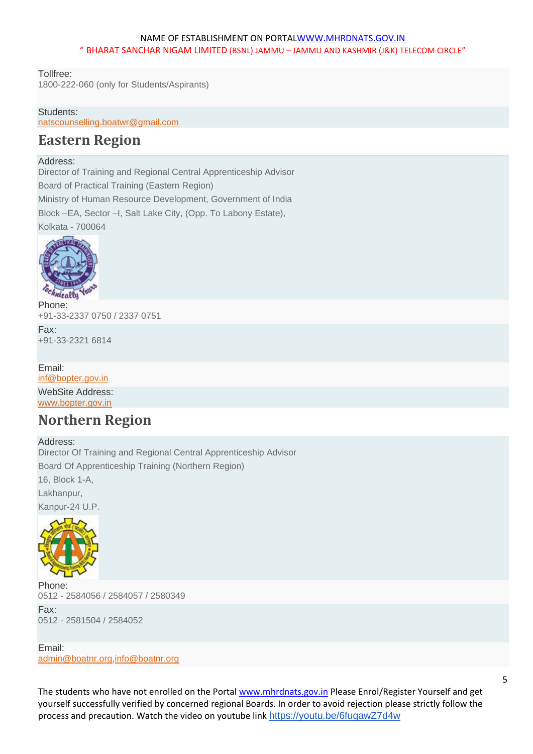NAME OF ESTABLISHMENT ON PORTAL[WWW.MHRDNATS.GOV.IN](http://WWW.MHRDNATS.GOV.IN)

" BHARAT SANCHAR NIGAM LIMITED (BSNL) JAMMU – JAMMU AND KASHMIR (J&K) TELECOM CIRCLE"

Tollfree:
1800-222-060 (only for Students/Aspirants)

Students:
natscounselling.boatwr@gmail.com

## Eastern Region

Address:
Director of Training and Regional Central Apprenticeship Advisor
Board of Practical Training (Eastern Region)
Ministry of Human Resource Development, Government of India
Block –EA, Sector –I, Salt Lake City, (Opp. To Labony Estate),
Kolkata - 700064

Phone:
+91-33-2337 0750 / 2337 0751

Fax:
+91-33-2321 6814

Email:
inf@bopter.gov.in

WebSite Address:
www.bopter.gov.in

## Northern Region

Address:
Director Of Training and Regional Central Apprenticeship Advisor
Board Of Apprenticeship Training (Northern Region)
16, Block 1-A,
Lakhanpur,
Kanpur-24 U.P.

Phone:
0512 - 2584056 / 2584057 / 2580349

Fax:
0512 - 2581504 / 2584052

Email:
admin@boatnr.org,info@boatnr.org

The students who have not enrolled on the Portal www.mhrdnats.gov.in Please Enrol/Register Yourself and get yourself successfully verified by concerned regional Boards. In order to avoid rejection please strictly follow the process and precaution. Watch the video on youtube link https://youtu.be/6fuqawZ7d4w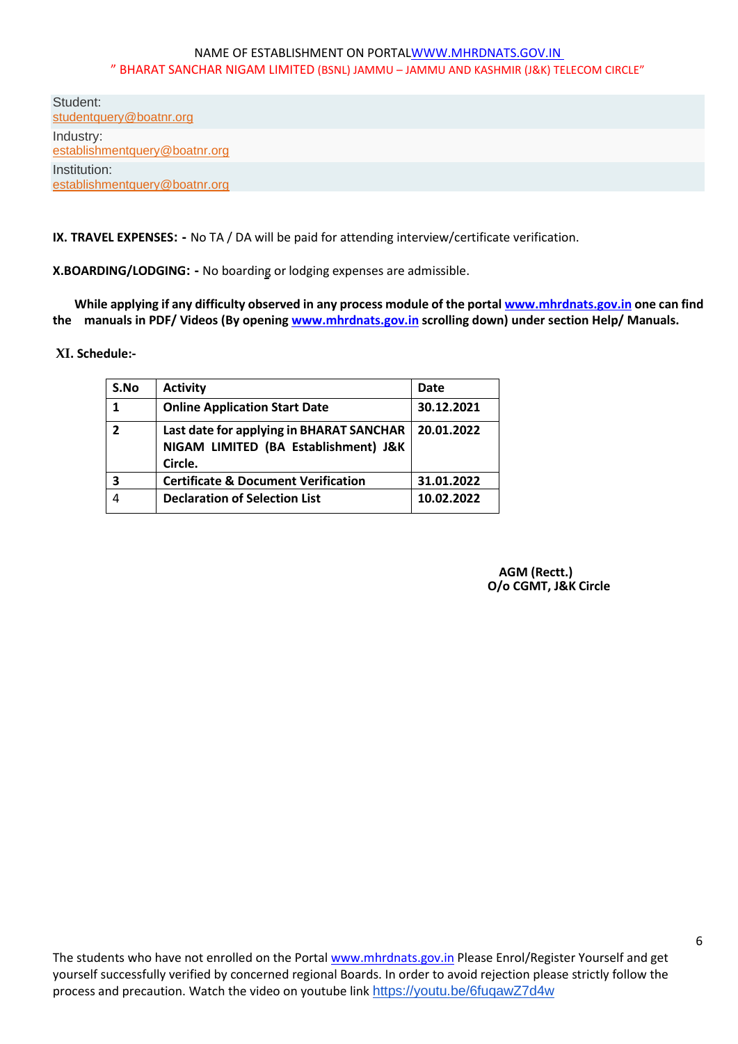NAME OF ESTABLISHMENT ON PORTAL WWW.MHRDNATS.GOV.IN
" BHARAT SANCHAR NIGAM LIMITED (BSNL) JAMMU – JAMMU AND KASHMIR (J&K) TELECOM CIRCLE"

Student:
studentquery@boatnr.org

Industry:
establishmentquery@boatnr.org

Institution:
establishmentquery@boatnr.org

**IX. TRAVEL EXPENSES: -** No TA / DA will be paid for attending interview/certificate verification.

**X.BOARDING/LODGING: -** No boarding or lodging expenses are admissible.

**While applying if any difficulty observed in any process module of the portal www.mhrdnats.gov.in one can find the manuals in PDF/ Videos (By opening www.mhrdnats.gov.in scrolling down) under section Help/ Manuals.**

**XI. Schedule:-**

| S.No | Activity | Date |
|---|---|---|
| **1** | **Online Application Start Date** | **30.12.2021** |
| **2** | **Last date for applying in BHARAT SANCHAR NIGAM LIMITED (BA Establishment) J&K Circle.** | **20.01.2022** |
| **3** | **Certificate & Document Verification** | **31.01.2022** |
| 4 | **Declaration of Selection List** | **10.02.2022** |

**AGM (Rectt.)**
**O/o CGMT, J&K Circle**

The students who have not enrolled on the Portal www.mhrdnats.gov.in Please Enrol/Register Yourself and get yourself successfully verified by concerned regional Boards. In order to avoid rejection please strictly follow the process and precaution. Watch the video on youtube link https://youtu.be/6fuqawZ7d4w